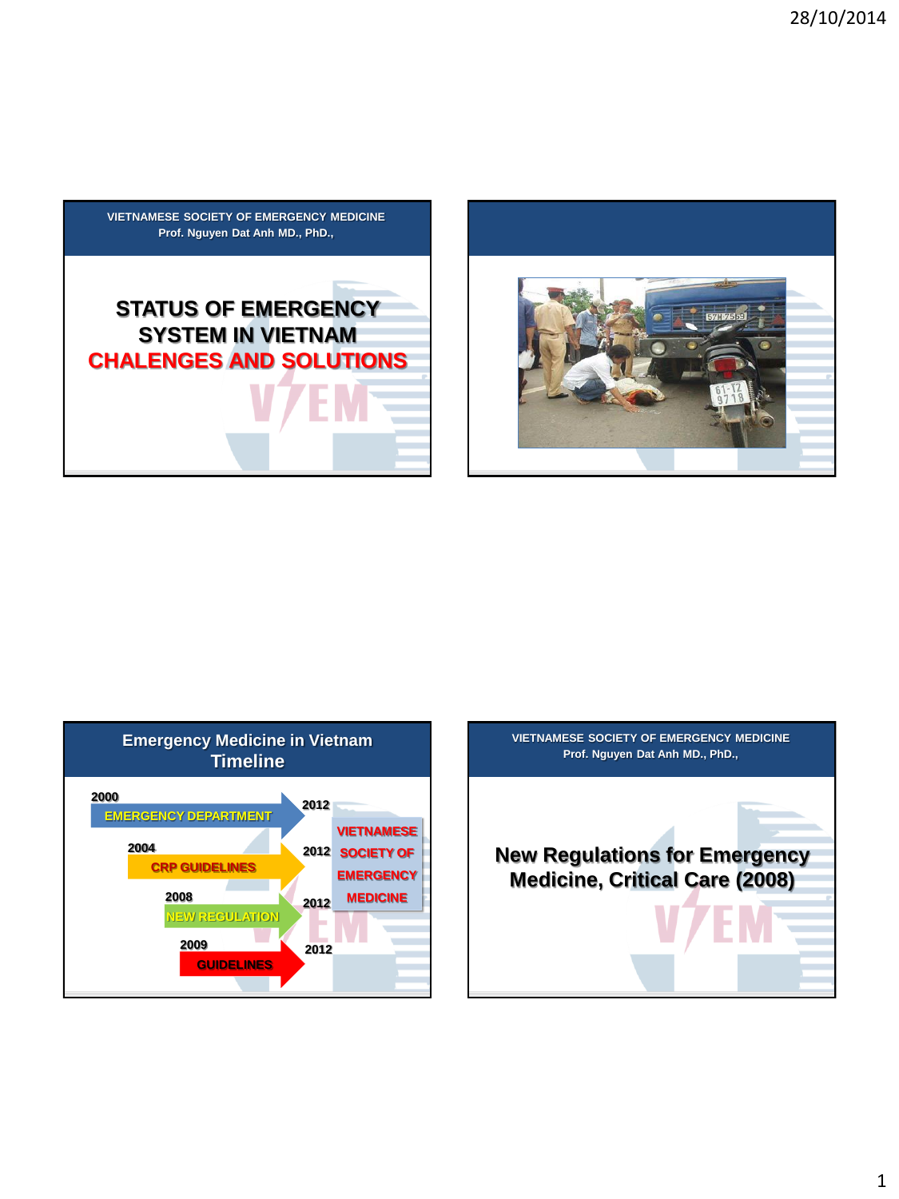VIETNAMESE SOCIETY OF EMERGENCY MEDICINE
Prof. Nguyen Dat Anh MD., PhD.,

# STATUS OF EMERGENCY SYSTEM IN VIETNAM
# CHALENGES AND SOLUTIONS

---

## Emergency Medicine in Vietnam Timeline

- 2000 EMERGENCY DEPARTMENT → 2012
- 2004 CRP GUIDELINES → 2012
- 2008 NEW REGULATION → 2012
- 2009 GUIDELINES → 2012

VIETNAMESE SOCIETY OF EMERGENCY MEDICINE

---

VIETNAMESE SOCIETY OF EMERGENCY MEDICINE
Prof. Nguyen Dat Anh MD., PhD.,

## New Regulations for Emergency Medicine, Critical Care (2008)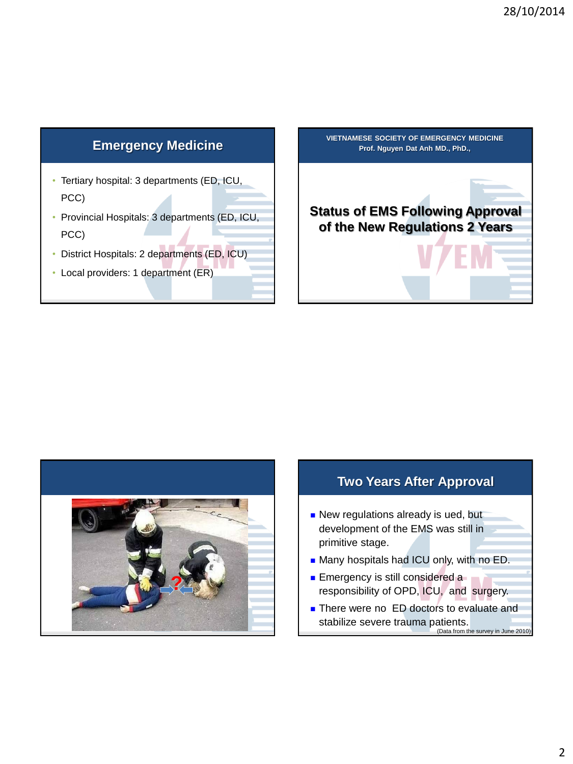## Emergency Medicine

- Tertiary hospital: 3 departments (ED, ICU, PCC)
- Provincial Hospitals: 3 departments (ED, ICU, PCC)
- District Hospitals: 2 departments (ED, ICU)
- Local providers: 1 department (ER)

VIETNAMESE SOCIETY OF EMERGENCY MEDICINE
Prof. Nguyen Dat Anh MD., PhD.,

## Status of EMS Following Approval of the New Regulations 2 Years

## Two Years After Approval

- New regulations already is ued, but development of the EMS was still in primitive stage.
- Many hospitals had ICU only, with no ED.
- Emergency is still considered a responsibility of OPD, ICU, and surgery.
- There were no ED doctors to evaluate and stabilize severe trauma patients.

(Data from the survey in June 2010)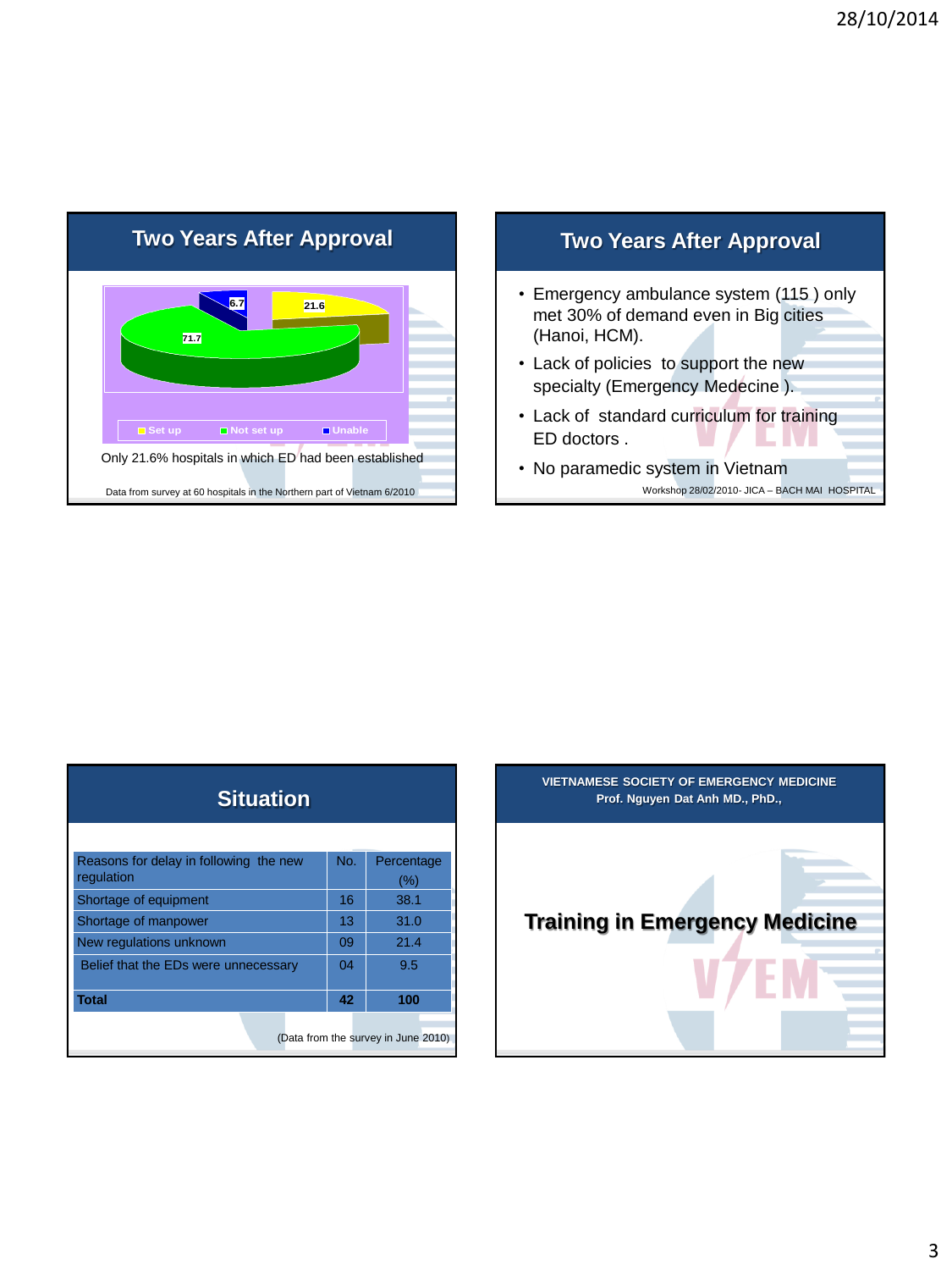## Two Years After Approval

6.7 | 21.6 | 71.7

Set up | Not set up | Unable

Only 21.6% hospitals in which ED had been established

Data from survey at 60 hospitals in the Northern part of Vietnam 6/2010

## Two Years After Approval

- Emergency ambulance system (115 ) only met 30% of demand even in Big cities (Hanoi, HCM).
- Lack of policies to support the new specialty (Emergency Medecine ).
- Lack of standard curriculum for training ED doctors .
- No paramedic system in Vietnam

Workshop 28/02/2010- JICA – BACH MAI HOSPITAL

## Situation

| Reasons for delay in following the new regulation | No. | Percentage (%) |
|---|---|---|
| Shortage of equipment | 16 | 38.1 |
| Shortage of manpower | 13 | 31.0 |
| New regulations unknown | 09 | 21.4 |
| Belief that the EDs were unnecessary | 04 | 9.5 |
| **Total** | **42** | **100** |

(Data from the survey in June 2010)

**VIETNAMESE SOCIETY OF EMERGENCY MEDICINE**
**Prof. Nguyen Dat Anh MD., PhD.,**

## Training in Emergency Medicine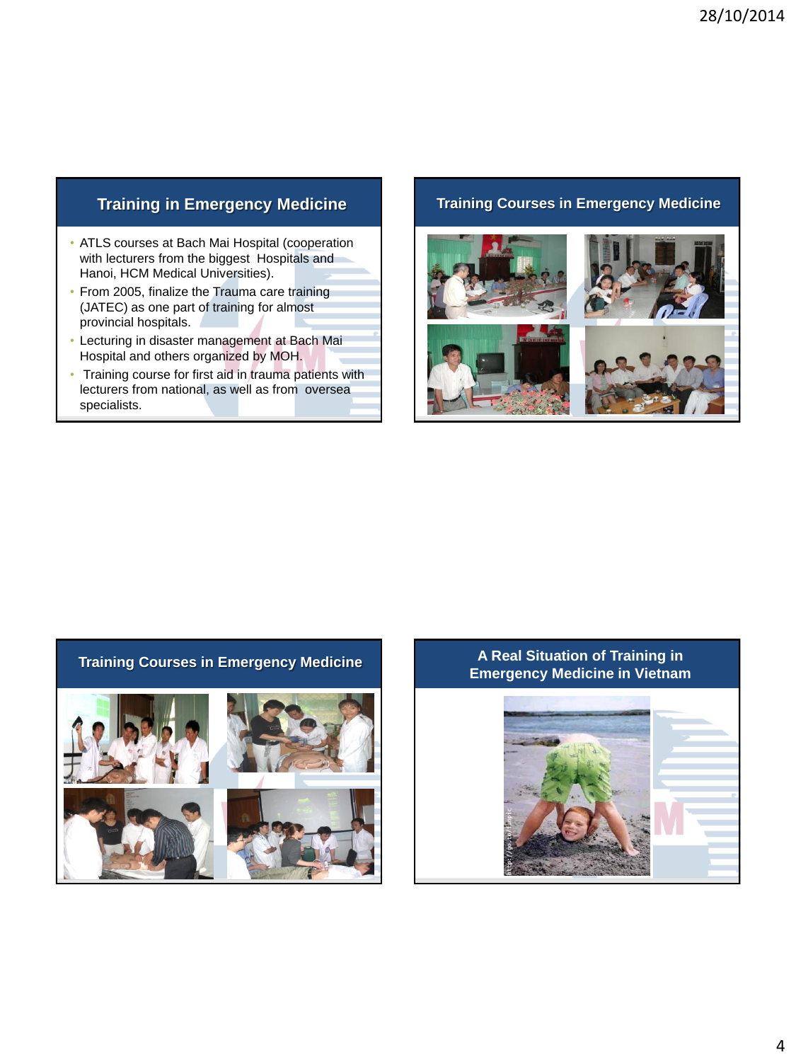## Training in Emergency Medicine

- ATLS courses at Bach Mai Hospital (cooperation with lecturers from the biggest Hospitals and Hanoi, HCM Medical Universities).
- From 2005, finalize the Trauma care training (JATEC) as one part of training for almost provincial hospitals.
- Lecturing in disaster management at Bach Mai Hospital and others organized by MOH.
- Training course for first aid in trauma patients with lecturers from national, as well as from oversea specialists.

## Training Courses in Emergency Medicine

## Training Courses in Emergency Medicine

## A Real Situation of Training in Emergency Medicine in Vietnam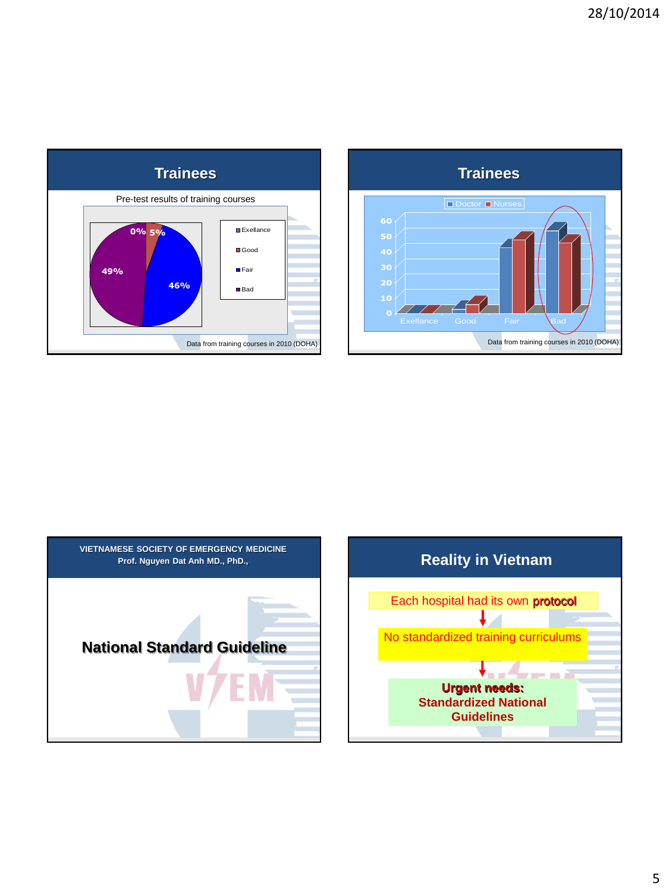## Trainees

Pre-test results of training courses

- Exellance: 0%
- Good: 5%
- Fair: 46%
- Bad: 49%

Data from training courses in 2010 (DOHA)

## Trainees

Doctor / Nurses

Exellance, Good, Fair, Bad

Data from training courses in 2010 (DOHA)

## VIETNAMESE SOCIETY OF EMERGENCY MEDICINE
**Prof. Nguyen Dat Anh MD., PhD.,**

**National Standard Guideline**

## Reality in Vietnam

Each hospital had its own **protocol**

↓

No standardized training curriculums

↓

**Urgent needs:**
**Standardized National Guidelines**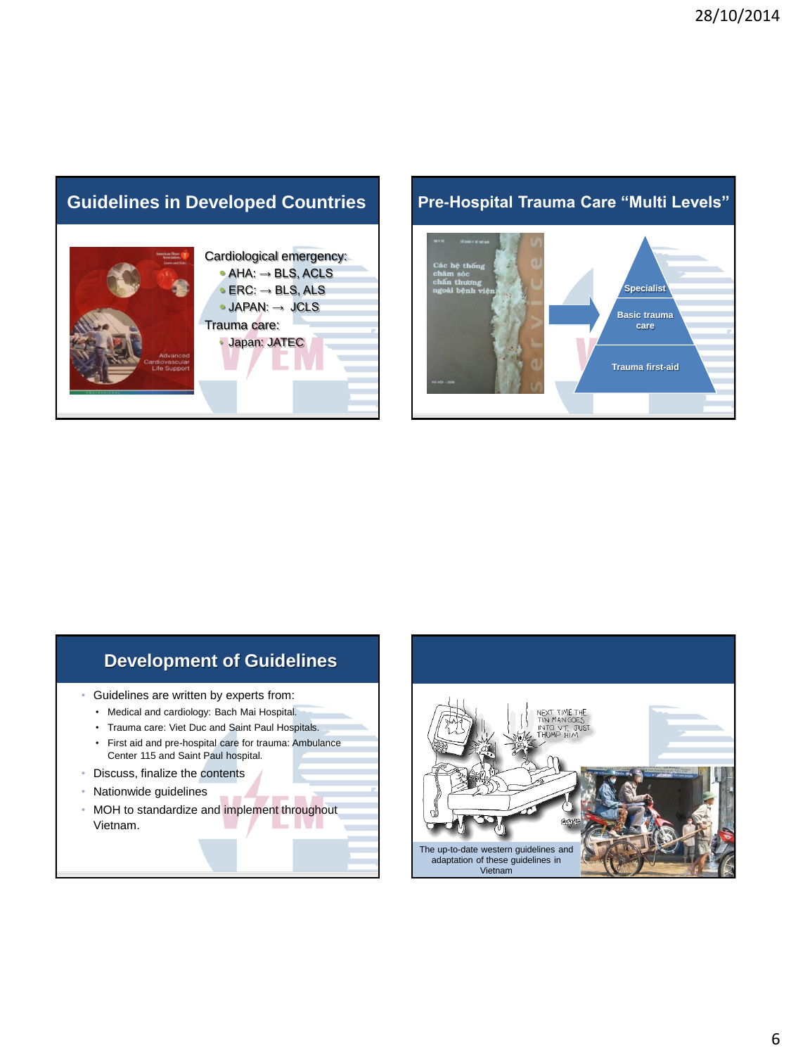## Guidelines in Developed Countries

Cardiological emergency:

- AHA: → BLS, ACLS
- ERC: → BLS, ALS
- JAPAN: → JCLS

Trauma care:

- Japan: JATEC

## Pre-Hospital Trauma Care "Multi Levels"

- Specialist
- Basic trauma care
- Trauma first-aid

## Development of Guidelines

- Guidelines are written by experts from:
  - Medical and cardiology: Bach Mai Hospital.
  - Trauma care: Viet Duc and Saint Paul Hospitals.
  - First aid and pre-hospital care for trauma: Ambulance Center 115 and Saint Paul hospital.
- Discuss, finalize the contents
- Nationwide guidelines
- MOH to standardize and implement throughout Vietnam.

The up-to-date western guidelines and adaptation of these guidelines in Vietnam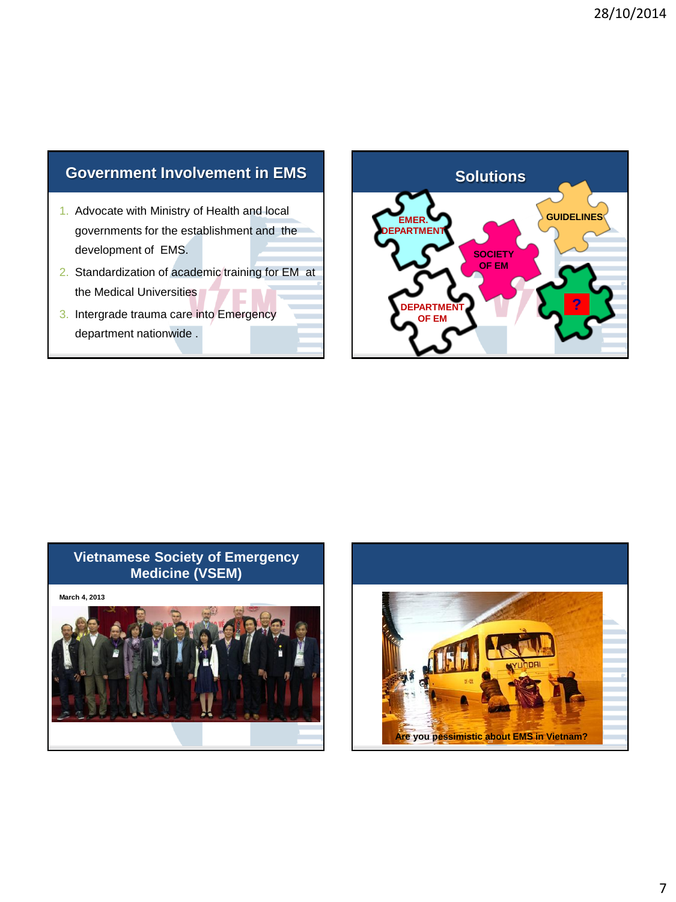## Government Involvement in EMS

1. Advocate with Ministry of Health and local governments for the establishment and the development of EMS.
2. Standardization of academic training for EM at the Medical Universities
3. Intergrade trauma care into Emergency department nationwide .

## Solutions

EMER. DEPARTMENT

SOCIETY OF EM

GUIDELINES

DEPARTMENT OF EM

?

## Vietnamese Society of Emergency Medicine (VSEM)

March 4, 2013

Are you pessimistic about EMS in Vietnam?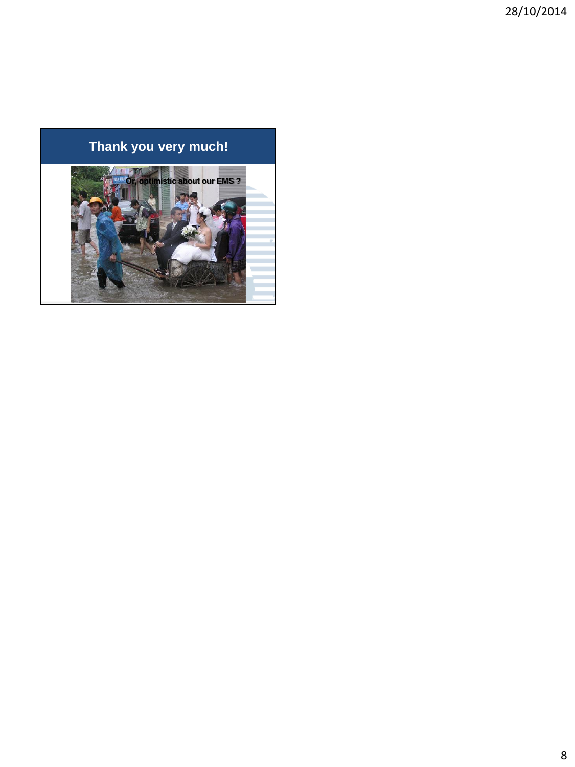## Thank you very much!

Or, optimistic about our EMS ?